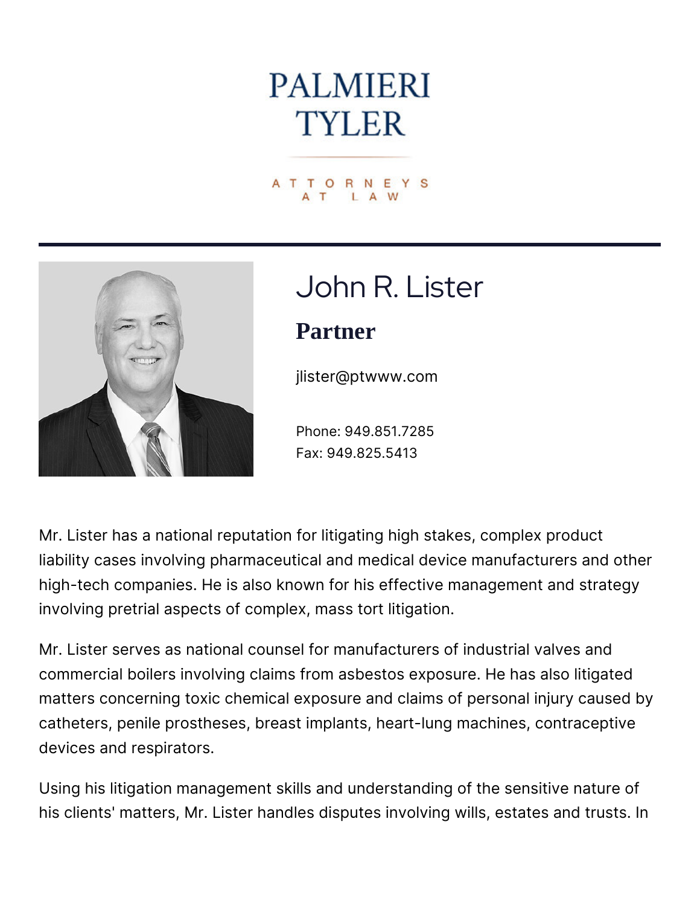PALMIERI TYLER

ATTORNEYS AT LAW

# John R. Lister

## Partner

jlister@ptwww.com

Phone: 949.851.7285
Fax: 949.825.5413

Mr. Lister has a national reputation for litigating high stakes, complex product liability cases involving pharmaceutical and medical device manufacturers and other high-tech companies. He is also known for his effective management and strategy involving pretrial aspects of complex, mass tort litigation.

Mr. Lister serves as national counsel for manufacturers of industrial valves and commercial boilers involving claims from asbestos exposure. He has also litigated matters concerning toxic chemical exposure and claims of personal injury caused by catheters, penile prostheses, breast implants, heart-lung machines, contraceptive devices and respirators.

Using his litigation management skills and understanding of the sensitive nature of his clients' matters, Mr. Lister handles disputes involving wills, estates and trusts. In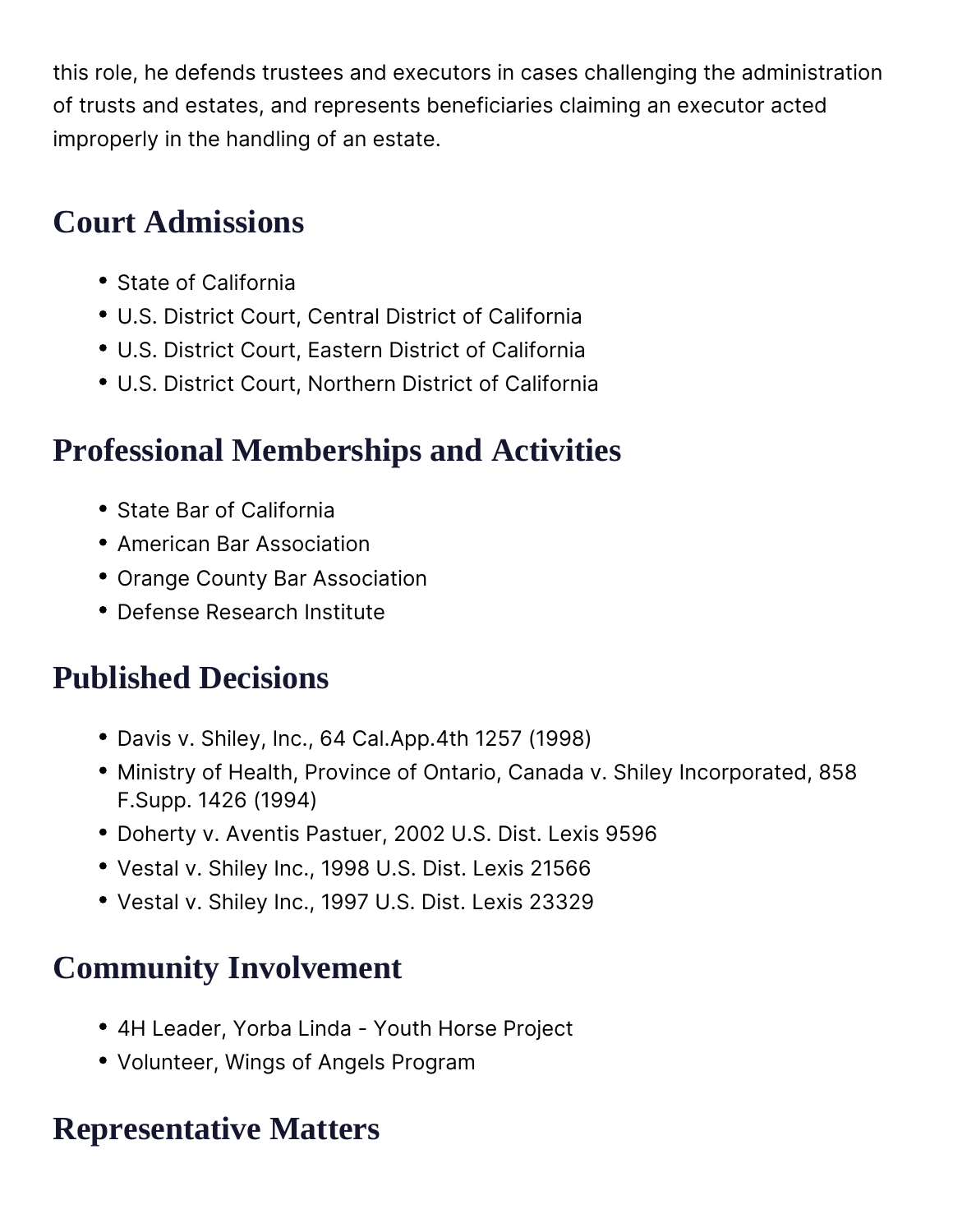this role, he defends trustees and executors in cases challenging the administration of trusts and estates, and represents beneficiaries claiming an executor acted improperly in the handling of an estate.

## Court Admissions

- State of California
- U.S. District Court, Central District of California
- U.S. District Court, Eastern District of California
- U.S. District Court, Northern District of California

## Professional Memberships and Activities

- State Bar of California
- American Bar Association
- Orange County Bar Association
- Defense Research Institute

## Published Decisions

- Davis v. Shiley, Inc., 64 Cal.App.4th 1257 (1998)
- Ministry of Health, Province of Ontario, Canada v. Shiley Incorporated, 858 F.Supp. 1426 (1994)
- Doherty v. Aventis Pastuer, 2002 U.S. Dist. Lexis 9596
- Vestal v. Shiley Inc., 1998 U.S. Dist. Lexis 21566
- Vestal v. Shiley Inc., 1997 U.S. Dist. Lexis 23329

## Community Involvement

- 4H Leader, Yorba Linda - Youth Horse Project
- Volunteer, Wings of Angels Program

## Representative Matters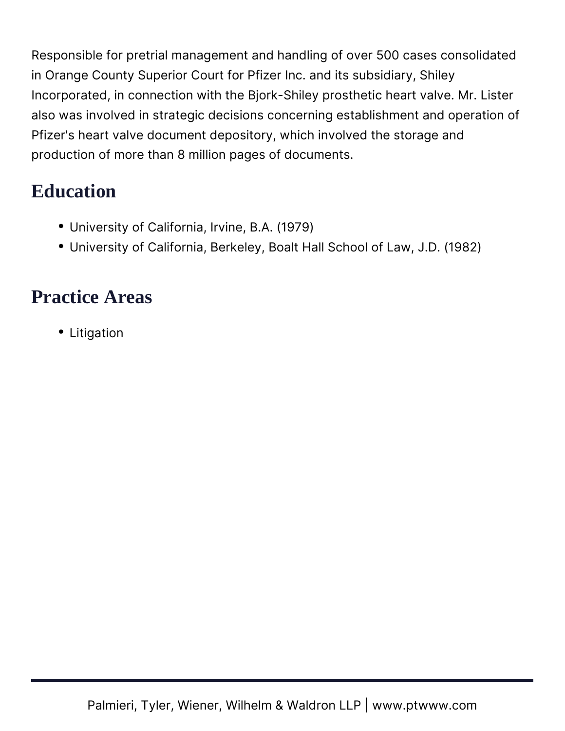Responsible for pretrial management and handling of over 500 cases consolidated in Orange County Superior Court for Pfizer Inc. and its subsidiary, Shiley Incorporated, in connection with the Bjork-Shiley prosthetic heart valve. Mr. Lister also was involved in strategic decisions concerning establishment and operation of Pfizer's heart valve document depository, which involved the storage and production of more than 8 million pages of documents.

## Education

- University of California, Irvine, B.A. (1979)
- University of California, Berkeley, Boalt Hall School of Law, J.D. (1982)

## Practice Areas

- Litigation